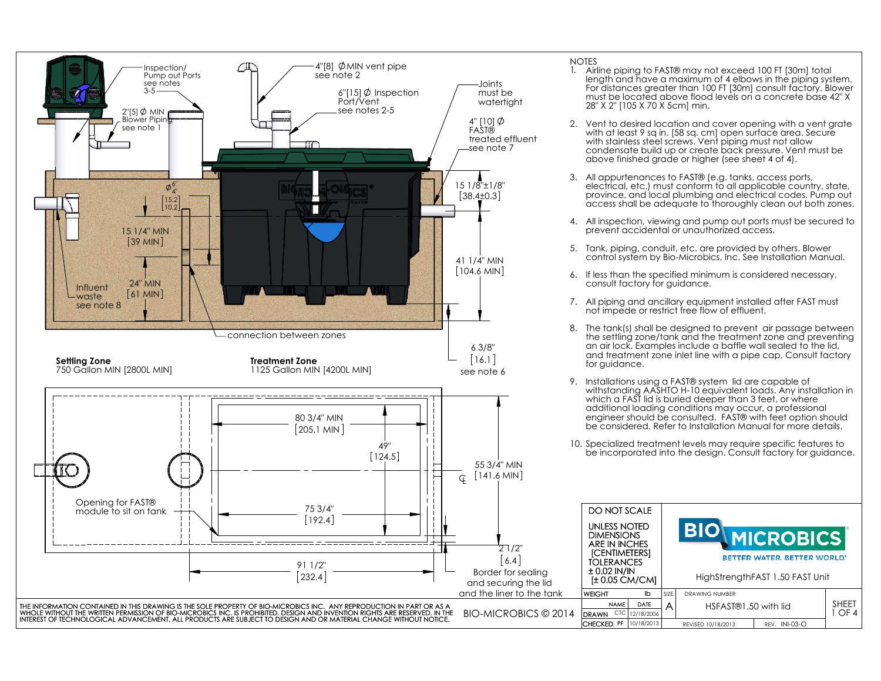Inspection/ Pump out Ports see notes 3-5

2"[5] Ø MIN Blower Piping see note 1

4"[8] Ø MIN vent pipe see note 2

6"[15] Ø Inspection Port/Vent see notes 2-5

Joints must be watertight

4" [10] Ø FAST® treated effluent see note 7

Ø 6" [15.2] / 4" [10.2]

15 1/4" MIN [39 MIN]

24" MIN [61 MIN]

Influent waste see note 8

15 1/8"±1/8" [38.4±0.3]

41 1/4" MIN [104.6 MIN]

connection between zones

6 3/8" [16.1] see note 6

**Settling Zone**
750 Gallon MIN [2800L MIN]

**Treatment Zone**
1125 Gallon MIN [4200L MIN]

80 3/4" MIN [205.1 MIN]

49" [124.5]

55 3/4" MIN [141.6 MIN]

Opening for FAST® module to sit on tank

75 3/4" [192.4]

2 1/2" [6.4]

91 1/2" [232.4]

Border for sealing and securing the lid and the liner to the tank

## NOTES

1. Airline piping to FAST® may not exceed 100 FT [30m] total length and have a maximum of 4 elbows in the piping system. For distances greater than 100 FT [30m] consult factory. Blower must be located above flood levels on a concrete base 42" X 28" X 2" [105 X 70 X 5cm] min.
2. Vent to desired location and cover opening with a vent grate with at least 9 sq in. [58 sq. cm] open surface area. Secure with stainless steel screws. Vent piping must not allow condensate build up or create back pressure. Vent must be above finished grade or higher (see sheet 4 of 4).
3. All appurtenances to FAST® (e.g. tanks, access ports, electrical, etc.) must conform to all applicable country, state, province, and local plumbing and electrical codes. Pump out access shall be adequate to thoroughly clean out both zones.
4. All inspection, viewing and pump out ports must be secured to prevent accidental or unauthorized access.
5. Tank, piping, conduit, etc. are provided by others. Blower control system by Bio-Microbics, Inc. See Installation Manual.
6. If less than the specified minimum is considered necessary, consult factory for guidance.
7. All piping and ancillary equipment installed after FAST must not impede or restrict free flow of effluent.
8. The tank(s) shall be designed to prevent air passage between the settling zone/tank and the treatment zone and preventing an air lock. Examples include a baffle wall sealed to the lid, and treatment zone inlet line with a pipe cap. Consult factory for guidance.
9. Installations using a FAST® system lid are capable of withstanding AASHTO H-10 equivalent loads. Any installation in which a FAST lid is buried deeper than 3 feet, or where additional loading conditions may occur, a professional engineer should be consulted. FAST® with feet option should be considered. Refer to Installation Manual for more details.
10. Specialized treatment levels may require specific features to be incorporated into the design. Consult factory for guidance.

DO NOT SCALE

UNLESS NOTED DIMENSIONS ARE IN INCHES [CENTIMETERS] TOLERANCES ± 0.02 IN/IN [± 0.05 CM/CM]

BIO MICROBICS — BETTER WATER. BETTER WORLD.

HighStrengthFAST 1.50 FAST Unit

| WEIGHT | | lb | SIZE | DRAWING NUMBER | SHEET |
|---|---|---|---|---|---|
| | NAME | DATE | A | HSFAST®1.50 with lid | 1 OF 4 |
| DRAWN | CTC | 12/18/2006 | | | |
| CHECKED | PF | 10/18/2013 | | REVISED 10/18/2013 — REV. INI-03-O | |

THE INFORMATION CONTAINED IN THIS DRAWING IS THE SOLE PROPERTY OF BIO-MICROBICS INC. ANY REPRODUCTION IN PART OR AS A WHOLE WITHOUT THE WRITTEN PERMISSION OF BIO-MICROBICS INC. IS PROHIBITED. DESIGN AND INVENTION RIGHTS ARE RESERVED. IN THE INTEREST OF TECHNOLOGICAL ADVANCEMENT, ALL PRODUCTS ARE SUBJECT TO DESIGN AND OR MATERIAL CHANGE WITHOUT NOTICE.

BIO-MICROBICS © 2014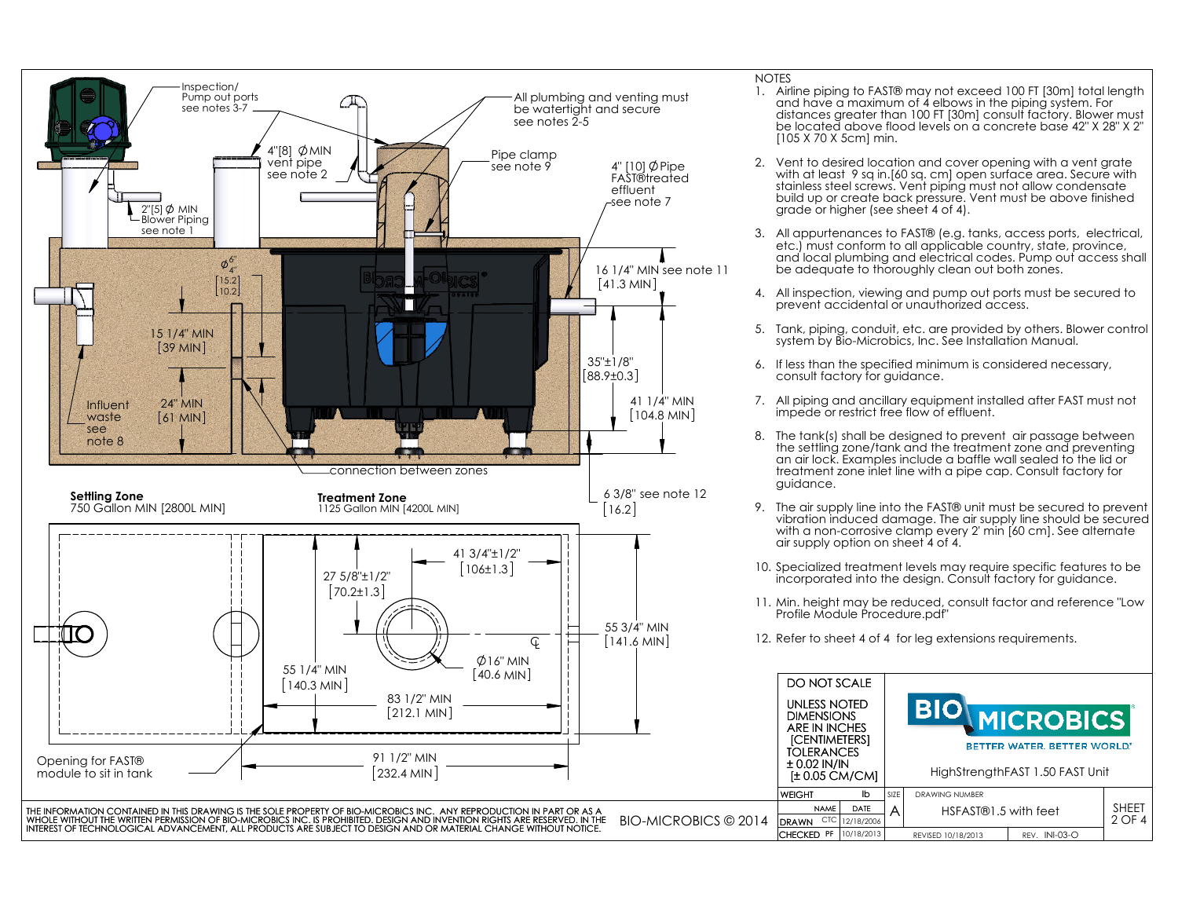Inspection/ Pump out ports see notes 3-7

All plumbing and venting must be watertight and secure see notes 2-5

4"[8] ∅MIN vent pipe see note 2

Pipe clamp see note 9

4" [10] ∅Pipe FAST®treated effluent see note 7

2"[5] ∅ MIN Blower Piping see note 1

∅6" 4" [15.2] [10.2]

16 1/4" MIN see note 11 [41.3 MIN]

15 1/4" MIN [39 MIN]

35"±1/8" [88.9±0.3]

Influent waste see note 8

24" MIN [61 MIN]

41 1/4" MIN [104.8 MIN]

connection between zones

**Settling Zone**
750 Gallon MIN [2800L MIN]

**Treatment Zone**
1125 Gallon MIN [4200L MIN]

6 3/8" see note 12 [16.2]

41 3/4"±1/2" [106±1.3]

27 5/8"±1/2" [70.2±1.3]

55 3/4" MIN [141.6 MIN]

∅16" MIN [40.6 MIN]

55 1/4" MIN [140.3 MIN]

83 1/2" MIN [212.1 MIN]

Opening for FAST® module to sit in tank

91 1/2" MIN [232.4 MIN]

NOTES

1. Airline piping to FAST® may not exceed 100 FT [30m] total length and have a maximum of 4 elbows in the piping system. For distances greater than 100 FT [30m] consult factory. Blower must be located above flood levels on a concrete base 42" X 28" X 2" [105 X 70 X 5cm] min.
2. Vent to desired location and cover opening with a vent grate with at least 9 sq in.[60 sq. cm] open surface area. Secure with stainless steel screws. Vent piping must not allow condensate build up or create back pressure. Vent must be above finished grade or higher (see sheet 4 of 4).
3. All appurtenances to FAST® (e.g. tanks, access ports, electrical, etc.) must conform to all applicable country, state, province, and local plumbing and electrical codes. Pump out access shall be adequate to thoroughly clean out both zones.
4. All inspection, viewing and pump out ports must be secured to prevent accidental or unauthorized access.
5. Tank, piping, conduit, etc. are provided by others. Blower control system by Bio-Microbics, Inc. See Installation Manual.
6. If less than the specified minimum is considered necessary, consult factory for guidance.
7. All piping and ancillary equipment installed after FAST must not impede or restrict free flow of effluent.
8. The tank(s) shall be designed to prevent air passage between the settling zone/tank and the treatment zone and preventing an air lock. Examples include a baffle wall sealed to the lid or treatment zone inlet line with a pipe cap. Consult factory for guidance.
9. The air supply line into the FAST® unit must be secured to prevent vibration induced damage. The air supply line should be secured with a non-corrosive clamp every 2' min [60 cm]. See alternate air supply option on sheet 4 of 4.
10. Specialized treatment levels may require specific features to be incorporated into the design. Consult factory for guidance.
11. Min. height may be reduced, consult factor and reference "Low Profile Module Procedure.pdf"
12. Refer to sheet 4 of 4 for leg extensions requirements.

DO NOT SCALE

UNLESS NOTED DIMENSIONS ARE IN INCHES [CENTIMETERS] TOLERANCES ± 0.02 IN/IN [± 0.05 CM/CM]

BIO MICROBICS — BETTER WATER. BETTER WORLD.

HighStrengthFAST 1.50 FAST Unit

| WEIGHT | lb | SIZE | DRAWING NUMBER | SHEET |
|---|---|---|---|---|
| | NAME / DATE | A | HSFAST®1.5 with feet | 2 OF 4 |
| DRAWN | CTC / 12/18/2006 | | | |
| CHECKED | PF / 10/18/2013 | | REVISED 10/18/2013 / REV. INI-03-O | |

THE INFORMATION CONTAINED IN THIS DRAWING IS THE SOLE PROPERTY OF BIO-MICROBICS INC. ANY REPRODUCTION IN PART OR AS A WHOLE WITHOUT THE WRITTEN PERMISSION OF BIO-MICROBICS INC. IS PROHIBITED. DESIGN AND INVENTION RIGHTS ARE RESERVED. IN THE INTEREST OF TECHNOLOGICAL ADVANCEMENT, ALL PRODUCTS ARE SUBJECT TO DESIGN AND OR MATERIAL CHANGE WITHOUT NOTICE.

BIO-MICROBICS © 2014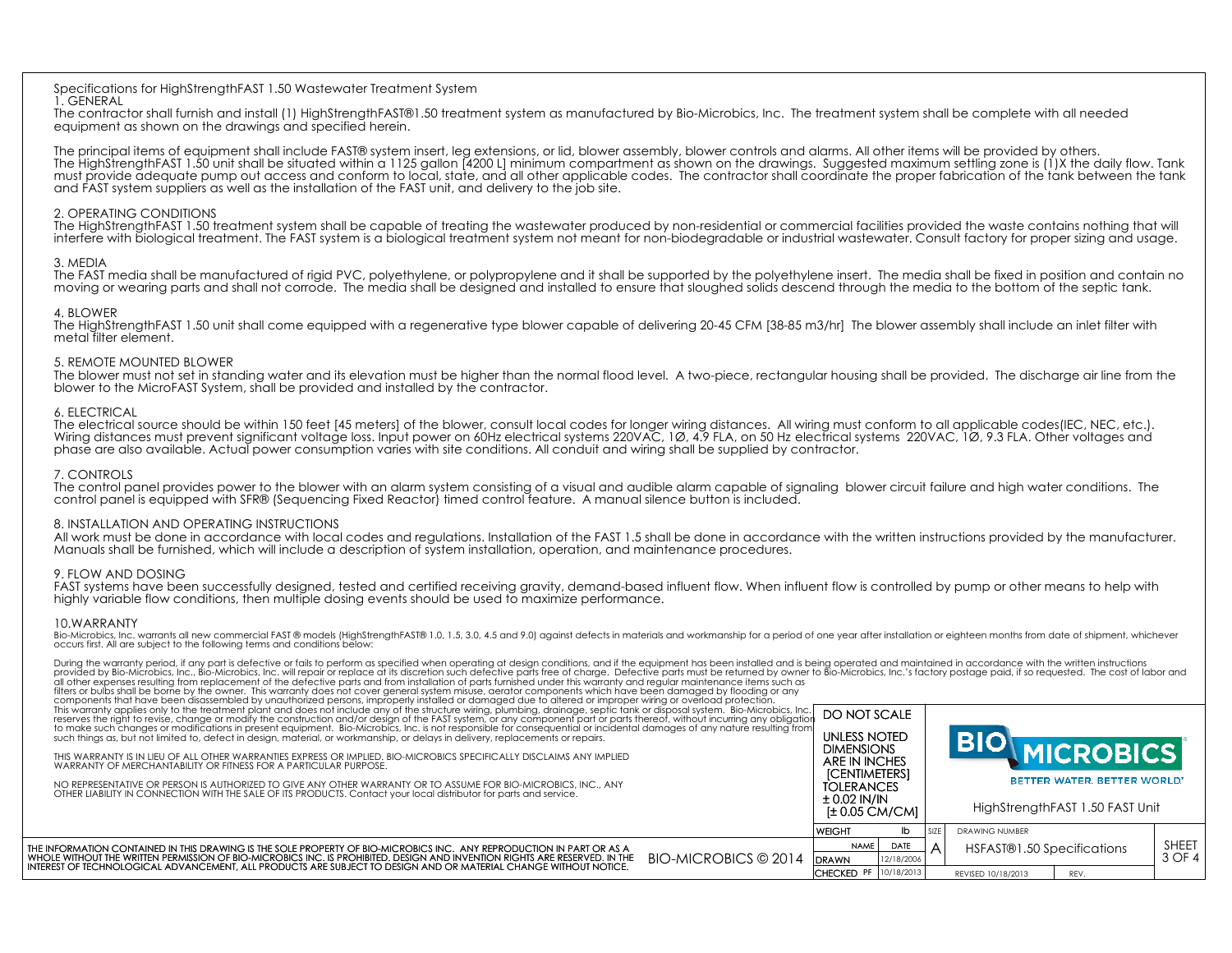Specifications for HighStrengthFAST 1.50 Wastewater Treatment System

## 1. GENERAL

The contractor shall furnish and install (1) HighStrengthFAST®1.50 treatment system as manufactured by Bio-Microbics, Inc. The treatment system shall be complete with all needed equipment as shown on the drawings and specified herein.

The principal items of equipment shall include FAST® system insert, leg extensions, or lid, blower assembly, blower controls and alarms. All other items will be provided by others. The HighStrengthFAST 1.50 unit shall be situated within a 1125 gallon [4200 L] minimum compartment as shown on the drawings. Suggested maximum settling zone is (1)X the daily flow. Tank must provide adequate pump out access and conform to local, state, and all other applicable codes. The contractor shall coordinate the proper fabrication of the tank between the tank and FAST system suppliers as well as the installation of the FAST unit, and delivery to the job site.

## 2. OPERATING CONDITIONS

The HighStrengthFAST 1.50 treatment system shall be capable of treating the wastewater produced by non-residential or commercial facilities provided the waste contains nothing that will interfere with biological treatment. The FAST system is a biological treatment system not meant for non-biodegradable or industrial wastewater. Consult factory for proper sizing and usage.

## 3. MEDIA

The FAST media shall be manufactured of rigid PVC, polyethylene, or polypropylene and it shall be supported by the polyethylene insert. The media shall be fixed in position and contain no moving or wearing parts and shall not corrode. The media shall be designed and installed to ensure that sloughed solids descend through the media to the bottom of the septic tank.

## 4. BLOWER

The HighStrengthFAST 1.50 unit shall come equipped with a regenerative type blower capable of delivering 20-45 CFM [38-85 m3/hr] The blower assembly shall include an inlet filter with metal filter element.

## 5. REMOTE MOUNTED BLOWER

The blower must not set in standing water and its elevation must be higher than the normal flood level. A two-piece, rectangular housing shall be provided. The discharge air line from the blower to the MicroFAST System, shall be provided and installed by the contractor.

## 6. ELECTRICAL

The electrical source should be within 150 feet [45 meters] of the blower, consult local codes for longer wiring distances. All wiring must conform to all applicable codes(IEC, NEC, etc.). Wiring distances must prevent significant voltage loss. Input power on 60Hz electrical systems 220VAC, 1Ø, 4.9 FLA, on 50 Hz electrical systems 220VAC, 1Ø, 9.3 FLA. Other voltages and phase are also available. Actual power consumption varies with site conditions. All conduit and wiring shall be supplied by contractor.

## 7. CONTROLS

The control panel provides power to the blower with an alarm system consisting of a visual and audible alarm capable of signaling blower circuit failure and high water conditions. The control panel is equipped with SFR® (Sequencing Fixed Reactor) timed control feature. A manual silence button is included.

## 8. INSTALLATION AND OPERATING INSTRUCTIONS

All work must be done in accordance with local codes and regulations. Installation of the FAST 1.5 shall be done in accordance with the written instructions provided by the manufacturer. Manuals shall be furnished, which will include a description of system installation, operation, and maintenance procedures.

## 9. FLOW AND DOSING

FAST systems have been successfully designed, tested and certified receiving gravity, demand-based influent flow. When influent flow is controlled by pump or other means to help with highly variable flow conditions, then multiple dosing events should be used to maximize performance.

## 10.WARRANTY

Bio-Microbics, Inc. warrants all new commercial FAST ® models (HighStrengthFAST® 1.0, 1.5, 3.0, 4.5 and 9.0) against defects in materials and workmanship for a period of one year after installation or eighteen months from date of shipment, whichever occurs first. All are subject to the following terms and conditions below:

During the warranty period, if any part is defective or fails to perform as specified when operating at design conditions, and if the equipment has been installed and is being operated and maintained in accordance with the written instructions provided by Bio-Microbics, Inc., Bio-Microbics, Inc. will repair or replace at its discretion such defective parts free of charge. Defective parts must be returned by owner to Bio-Microbics, Inc.'s factory postage paid, if so requested. The cost of labor and all other expenses resulting from replacement of the defective parts and from installation of parts furnished under this warranty and regular maintenance items such as filters or bulbs shall be borne by the owner. This warranty does not cover general system misuse, aerator components which have been damaged by flooding or any components that have been disassembled by unauthorized persons, improperly installed or damaged due to altered or improper wiring or overload protection. This warranty applies only to the treatment plant and does not include any of the structure wiring, plumbing, drainage, septic tank or disposal system. Bio-Microbics, Inc. reserves the right to revise, change or modify the construction and/or design of the FAST system, or any component part or parts thereof, without incurring any obligation to make such changes or modifications in present equipment. Bio-Microbics, Inc. is not responsible for consequential or incidental damages of any nature resulting from such things as, but not limited to, defect in design, material, or workmanship, or delays in delivery, replacements or repairs.

THIS WARRANTY IS IN LIEU OF ALL OTHER WARRANTIES EXPRESS OR IMPLIED. BIO-MICROBICS SPECIFICALLY DISCLAIMS ANY IMPLIED WARRANTY OF MERCHANTABILITY OR FITNESS FOR A PARTICULAR PURPOSE.

NO REPRESENTATIVE OR PERSON IS AUTHORIZED TO GIVE ANY OTHER WARRANTY OR TO ASSUME FOR BIO-MICROBICS, INC., ANY OTHER LIABILITY IN CONNECTION WITH THE SALE OF ITS PRODUCTS. Contact your local distributor for parts and service.

DO NOT SCALE

UNLESS NOTED DIMENSIONS ARE IN INCHES [CENTIMETERS] TOLERANCES ± 0.02 IN/IN [± 0.05 CM/CM]

BIO MICROBICS — BETTER WATER. BETTER WORLD.

HighStrengthFAST 1.50 FAST Unit

| WEIGHT | lb | SIZE | DRAWING NUMBER | SHEET |
|---|---|---|---|---|
| | NAME / DATE | A | HSFAST®1.50 Specifications | 3 OF 4 |
| DRAWN | 12/18/2006 | | | |
| CHECKED PF | 10/18/2013 | | REVISED 10/18/2013 REV. | |

THE INFORMATION CONTAINED IN THIS DRAWING IS THE SOLE PROPERTY OF BIO-MICROBICS INC. ANY REPRODUCTION IN PART OR AS A WHOLE WITHOUT THE WRITTEN PERMISSION OF BIO-MICROBICS INC. IS PROHIBITED. DESIGN AND INVENTION RIGHTS ARE RESERVED. IN THE INTEREST OF TECHNOLOGICAL ADVANCEMENT, ALL PRODUCTS ARE SUBJECT TO DESIGN AND OR MATERIAL CHANGE WITHOUT NOTICE.

BIO-MICROBICS © 2014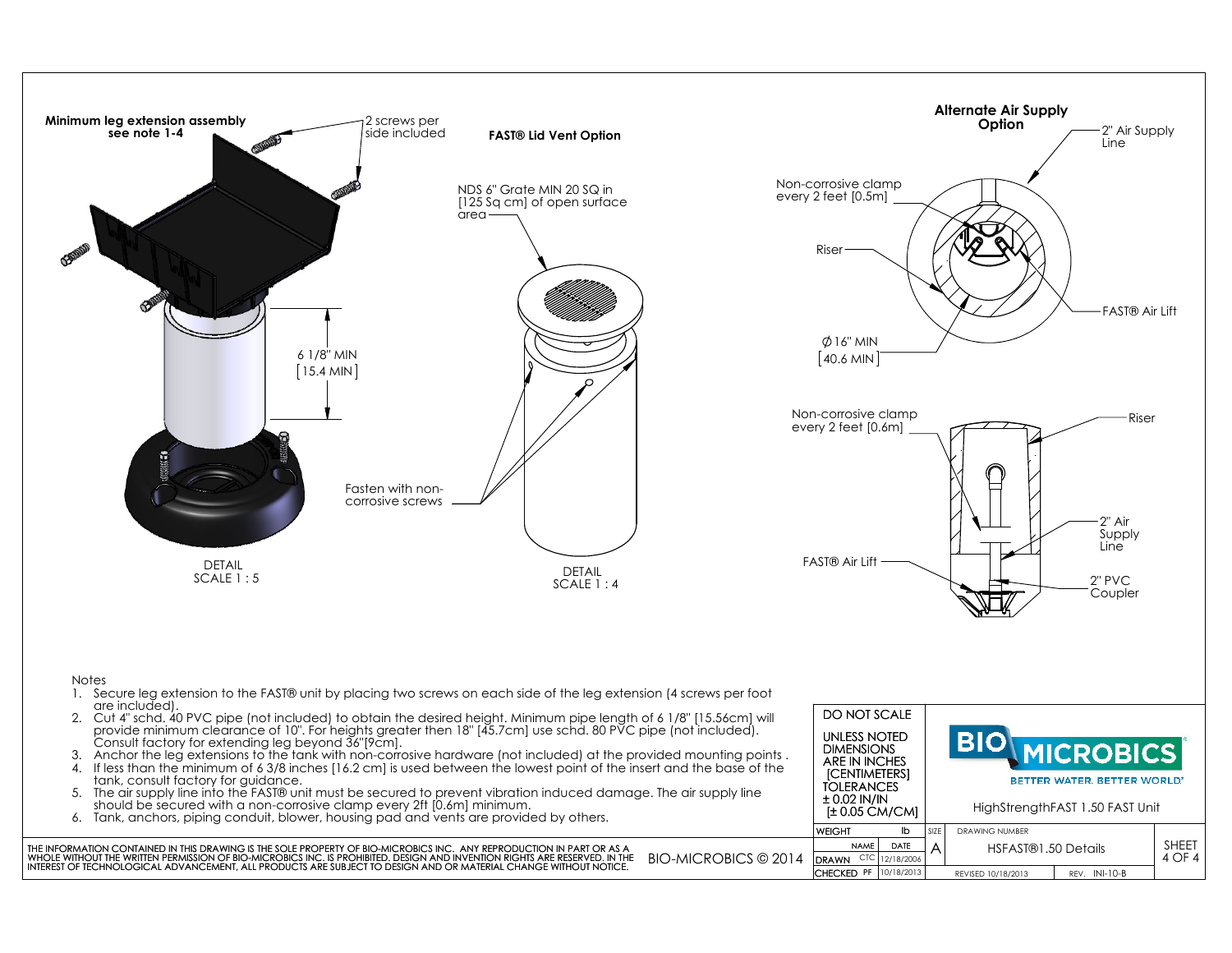**Minimum leg extension assembly see note 1-4**

2 screws per side included

6 1/8" MIN
[15.4 MIN]

DETAIL
SCALE 1 : 5

**FASTⓇ Lid Vent Option**

NDS 6" Grate MIN 20 SQ in [125 Sq cm] of open surface area

Fasten with non-corrosive screws

DETAIL
SCALE 1 : 4

**Alternate Air Supply Option**

2" Air Supply Line

Non-corrosive clamp every 2 feet [0.5m]

Riser

FASTⓇ Air Lift

Ø 16" MIN
[40.6 MIN]

Non-corrosive clamp every 2 feet [0.6m]

Riser

2" Air Supply Line

FASTⓇ Air Lift

2" PVC Coupler

Notes

1. Secure leg extension to the FASTⓇ unit by placing two screws on each side of the leg extension (4 screws per foot are included).
2. Cut 4" schd. 40 PVC pipe (not included) to obtain the desired height. Minimum pipe length of 6 1/8" [15.56cm] will provide minimum clearance of 10". For heights greater then 18" [45.7cm] use schd. 80 PVC pipe (not included). Consult factory for extending leg beyond 36"[9cm].
3. Anchor the leg extensions to the tank with non-corrosive hardware (not included) at the provided mounting points .
4. If less than the minimum of 6 3/8 inches [16.2 cm] is used between the lowest point of the insert and the base of the tank, consult factory for guidance.
5. The air supply line into the FASTⓇ unit must be secured to prevent vibration induced damage. The air supply line should be secured with a non-corrosive clamp every 2ft [0.6m] minimum.
6. Tank, anchors, piping conduit, blower, housing pad and vents are provided by others.

THE INFORMATION CONTAINED IN THIS DRAWING IS THE SOLE PROPERTY OF BIO-MICROBICS INC. ANY REPRODUCTION IN PART OR AS A WHOLE WITHOUT THE WRITTEN PERMISSION OF BIO-MICROBICS INC. IS PROHIBITED. DESIGN AND INVENTION RIGHTS ARE RESERVED. IN THE INTEREST OF TECHNOLOGICAL ADVANCEMENT, ALL PRODUCTS ARE SUBJECT TO DESIGN AND OR MATERIAL CHANGE WITHOUT NOTICE.

BIO-MICROBICS © 2014

DO NOT SCALE

UNLESS NOTED DIMENSIONS ARE IN INCHES [CENTIMETERS] TOLERANCES ± 0.02 IN/IN [± 0.05 CM/CM]

BIO MICROBICS
BETTER WATER. BETTER WORLD.

HighStrengthFAST 1.50 FAST Unit

| | | | | | |
|---|---|---|---|---|---|
| WEIGHT | | lb | SIZE | DRAWING NUMBER | |
| | NAME | DATE | A | HSFASTⓇ1.50 Details | SHEET 4 OF 4 |
| DRAWN | CTC | 12/18/2006 | | | |
| CHECKED | PF | 10/18/2013 | | REVISED 10/18/2013 | REV. INI-10-B |